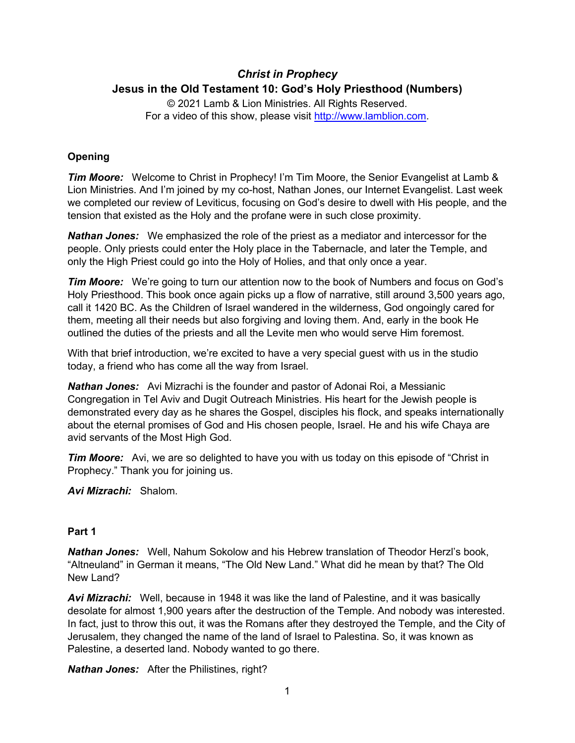# *Christ in Prophecy*

## Jesus in the Old Testament 10: God's Holy Priesthood (Numbers)

© 2021 Lamb & Lion Ministries. All Rights Reserved.
For a video of this show, please visit http://www.lamblion.com.

### Opening

***Tim Moore:*** Welcome to Christ in Prophecy! I'm Tim Moore, the Senior Evangelist at Lamb & Lion Ministries. And I'm joined by my co-host, Nathan Jones, our Internet Evangelist. Last week we completed our review of Leviticus, focusing on God's desire to dwell with His people, and the tension that existed as the Holy and the profane were in such close proximity.

***Nathan Jones:*** We emphasized the role of the priest as a mediator and intercessor for the people. Only priests could enter the Holy place in the Tabernacle, and later the Temple, and only the High Priest could go into the Holy of Holies, and that only once a year.

***Tim Moore:*** We're going to turn our attention now to the book of Numbers and focus on God's Holy Priesthood. This book once again picks up a flow of narrative, still around 3,500 years ago, call it 1420 BC. As the Children of Israel wandered in the wilderness, God ongoingly cared for them, meeting all their needs but also forgiving and loving them. And, early in the book He outlined the duties of the priests and all the Levite men who would serve Him foremost.

With that brief introduction, we're excited to have a very special guest with us in the studio today, a friend who has come all the way from Israel.

***Nathan Jones:*** Avi Mizrachi is the founder and pastor of Adonai Roi, a Messianic Congregation in Tel Aviv and Dugit Outreach Ministries. His heart for the Jewish people is demonstrated every day as he shares the Gospel, disciples his flock, and speaks internationally about the eternal promises of God and His chosen people, Israel. He and his wife Chaya are avid servants of the Most High God.

***Tim Moore:*** Avi, we are so delighted to have you with us today on this episode of "Christ in Prophecy." Thank you for joining us.

***Avi Mizrachi:*** Shalom.

### Part 1

***Nathan Jones:*** Well, Nahum Sokolow and his Hebrew translation of Theodor Herzl's book, "Altneuland" in German it means, "The Old New Land." What did he mean by that? The Old New Land?

***Avi Mizrachi:*** Well, because in 1948 it was like the land of Palestine, and it was basically desolate for almost 1,900 years after the destruction of the Temple. And nobody was interested. In fact, just to throw this out, it was the Romans after they destroyed the Temple, and the City of Jerusalem, they changed the name of the land of Israel to Palestina. So, it was known as Palestine, a deserted land. Nobody wanted to go there.

***Nathan Jones:*** After the Philistines, right?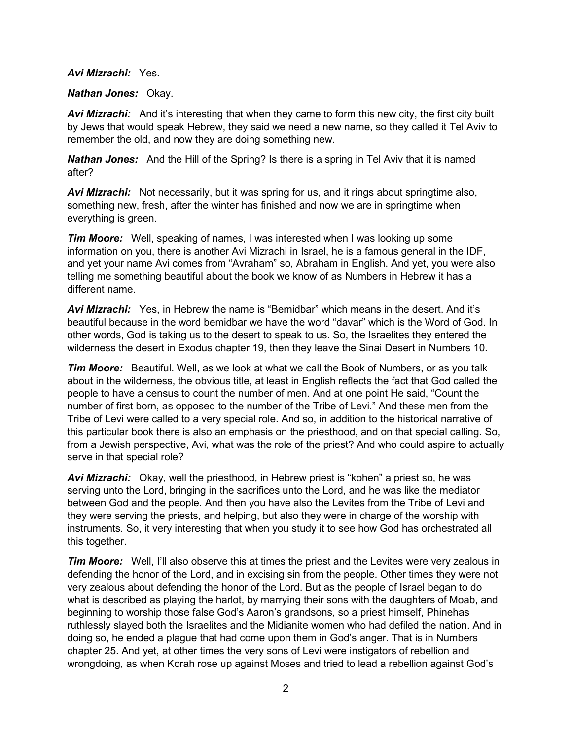***Avi Mizrachi:*** Yes.

***Nathan Jones:*** Okay.

***Avi Mizrachi:*** And it's interesting that when they came to form this new city, the first city built by Jews that would speak Hebrew, they said we need a new name, so they called it Tel Aviv to remember the old, and now they are doing something new.

***Nathan Jones:*** And the Hill of the Spring? Is there is a spring in Tel Aviv that it is named after?

***Avi Mizrachi:*** Not necessarily, but it was spring for us, and it rings about springtime also, something new, fresh, after the winter has finished and now we are in springtime when everything is green.

***Tim Moore:*** Well, speaking of names, I was interested when I was looking up some information on you, there is another Avi Mizrachi in Israel, he is a famous general in the IDF, and yet your name Avi comes from "Avraham" so, Abraham in English. And yet, you were also telling me something beautiful about the book we know of as Numbers in Hebrew it has a different name.

***Avi Mizrachi:*** Yes, in Hebrew the name is "Bemidbar" which means in the desert. And it's beautiful because in the word bemidbar we have the word "davar" which is the Word of God. In other words, God is taking us to the desert to speak to us. So, the Israelites they entered the wilderness the desert in Exodus chapter 19, then they leave the Sinai Desert in Numbers 10.

***Tim Moore:*** Beautiful. Well, as we look at what we call the Book of Numbers, or as you talk about in the wilderness, the obvious title, at least in English reflects the fact that God called the people to have a census to count the number of men. And at one point He said, "Count the number of first born, as opposed to the number of the Tribe of Levi." And these men from the Tribe of Levi were called to a very special role. And so, in addition to the historical narrative of this particular book there is also an emphasis on the priesthood, and on that special calling. So, from a Jewish perspective, Avi, what was the role of the priest? And who could aspire to actually serve in that special role?

***Avi Mizrachi:*** Okay, well the priesthood, in Hebrew priest is "kohen" a priest so, he was serving unto the Lord, bringing in the sacrifices unto the Lord, and he was like the mediator between God and the people. And then you have also the Levites from the Tribe of Levi and they were serving the priests, and helping, but also they were in charge of the worship with instruments. So, it very interesting that when you study it to see how God has orchestrated all this together.

***Tim Moore:*** Well, I'll also observe this at times the priest and the Levites were very zealous in defending the honor of the Lord, and in excising sin from the people. Other times they were not very zealous about defending the honor of the Lord. But as the people of Israel began to do what is described as playing the harlot, by marrying their sons with the daughters of Moab, and beginning to worship those false God's Aaron's grandsons, so a priest himself, Phinehas ruthlessly slayed both the Israelites and the Midianite women who had defiled the nation. And in doing so, he ended a plague that had come upon them in God's anger. That is in Numbers chapter 25. And yet, at other times the very sons of Levi were instigators of rebellion and wrongdoing, as when Korah rose up against Moses and tried to lead a rebellion against God's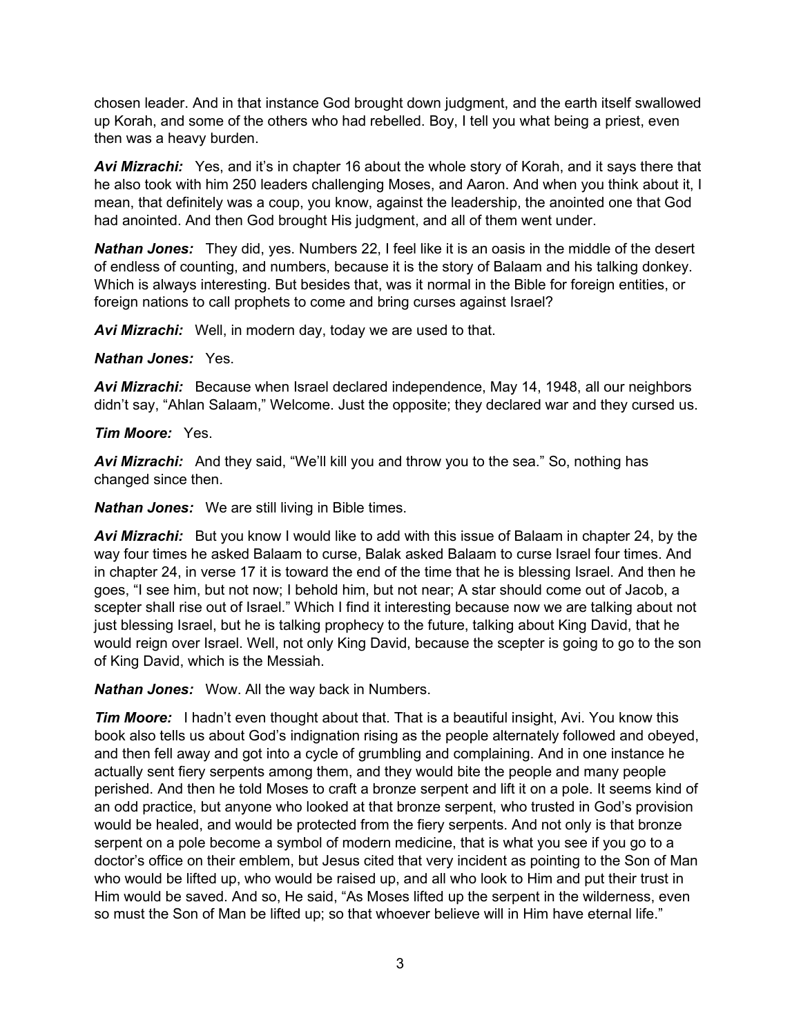chosen leader. And in that instance God brought down judgment, and the earth itself swallowed up Korah, and some of the others who had rebelled. Boy, I tell you what being a priest, even then was a heavy burden.

***Avi Mizrachi:*** Yes, and it's in chapter 16 about the whole story of Korah, and it says there that he also took with him 250 leaders challenging Moses, and Aaron. And when you think about it, I mean, that definitely was a coup, you know, against the leadership, the anointed one that God had anointed. And then God brought His judgment, and all of them went under.

***Nathan Jones:*** They did, yes. Numbers 22, I feel like it is an oasis in the middle of the desert of endless of counting, and numbers, because it is the story of Balaam and his talking donkey. Which is always interesting. But besides that, was it normal in the Bible for foreign entities, or foreign nations to call prophets to come and bring curses against Israel?

***Avi Mizrachi:*** Well, in modern day, today we are used to that.

***Nathan Jones:*** Yes.

***Avi Mizrachi:*** Because when Israel declared independence, May 14, 1948, all our neighbors didn't say, "Ahlan Salaam," Welcome. Just the opposite; they declared war and they cursed us.

***Tim Moore:*** Yes.

***Avi Mizrachi:*** And they said, "We'll kill you and throw you to the sea." So, nothing has changed since then.

***Nathan Jones:*** We are still living in Bible times.

***Avi Mizrachi:*** But you know I would like to add with this issue of Balaam in chapter 24, by the way four times he asked Balaam to curse, Balak asked Balaam to curse Israel four times. And in chapter 24, in verse 17 it is toward the end of the time that he is blessing Israel. And then he goes, "I see him, but not now; I behold him, but not near; A star should come out of Jacob, a scepter shall rise out of Israel." Which I find it interesting because now we are talking about not just blessing Israel, but he is talking prophecy to the future, talking about King David, that he would reign over Israel. Well, not only King David, because the scepter is going to go to the son of King David, which is the Messiah.

***Nathan Jones:*** Wow. All the way back in Numbers.

***Tim Moore:*** I hadn't even thought about that. That is a beautiful insight, Avi. You know this book also tells us about God's indignation rising as the people alternately followed and obeyed, and then fell away and got into a cycle of grumbling and complaining. And in one instance he actually sent fiery serpents among them, and they would bite the people and many people perished. And then he told Moses to craft a bronze serpent and lift it on a pole. It seems kind of an odd practice, but anyone who looked at that bronze serpent, who trusted in God's provision would be healed, and would be protected from the fiery serpents. And not only is that bronze serpent on a pole become a symbol of modern medicine, that is what you see if you go to a doctor's office on their emblem, but Jesus cited that very incident as pointing to the Son of Man who would be lifted up, who would be raised up, and all who look to Him and put their trust in Him would be saved. And so, He said, "As Moses lifted up the serpent in the wilderness, even so must the Son of Man be lifted up; so that whoever believe will in Him have eternal life."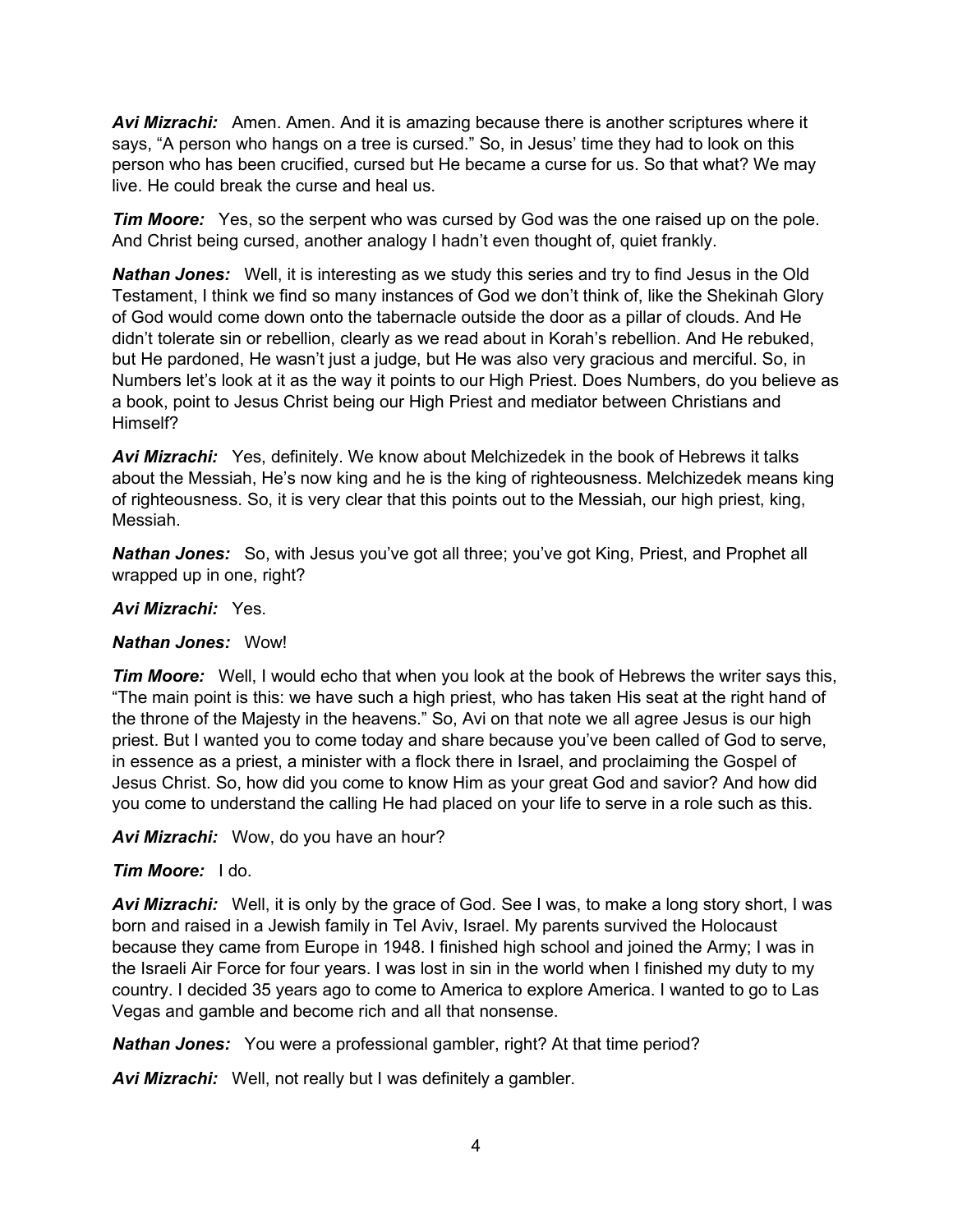***Avi Mizrachi:*** Amen. Amen. And it is amazing because there is another scriptures where it says, "A person who hangs on a tree is cursed." So, in Jesus' time they had to look on this person who has been crucified, cursed but He became a curse for us. So that what? We may live. He could break the curse and heal us.

***Tim Moore:*** Yes, so the serpent who was cursed by God was the one raised up on the pole. And Christ being cursed, another analogy I hadn't even thought of, quiet frankly.

***Nathan Jones:*** Well, it is interesting as we study this series and try to find Jesus in the Old Testament, I think we find so many instances of God we don't think of, like the Shekinah Glory of God would come down onto the tabernacle outside the door as a pillar of clouds. And He didn't tolerate sin or rebellion, clearly as we read about in Korah's rebellion. And He rebuked, but He pardoned, He wasn't just a judge, but He was also very gracious and merciful. So, in Numbers let's look at it as the way it points to our High Priest. Does Numbers, do you believe as a book, point to Jesus Christ being our High Priest and mediator between Christians and Himself?

***Avi Mizrachi:*** Yes, definitely. We know about Melchizedek in the book of Hebrews it talks about the Messiah, He's now king and he is the king of righteousness. Melchizedek means king of righteousness. So, it is very clear that this points out to the Messiah, our high priest, king, Messiah.

***Nathan Jones:*** So, with Jesus you've got all three; you've got King, Priest, and Prophet all wrapped up in one, right?

***Avi Mizrachi:*** Yes.

***Nathan Jones:*** Wow!

***Tim Moore:*** Well, I would echo that when you look at the book of Hebrews the writer says this, "The main point is this: we have such a high priest, who has taken His seat at the right hand of the throne of the Majesty in the heavens." So, Avi on that note we all agree Jesus is our high priest. But I wanted you to come today and share because you've been called of God to serve, in essence as a priest, a minister with a flock there in Israel, and proclaiming the Gospel of Jesus Christ. So, how did you come to know Him as your great God and savior? And how did you come to understand the calling He had placed on your life to serve in a role such as this.

***Avi Mizrachi:*** Wow, do you have an hour?

***Tim Moore:*** I do.

***Avi Mizrachi:*** Well, it is only by the grace of God. See I was, to make a long story short, I was born and raised in a Jewish family in Tel Aviv, Israel. My parents survived the Holocaust because they came from Europe in 1948. I finished high school and joined the Army; I was in the Israeli Air Force for four years. I was lost in sin in the world when I finished my duty to my country. I decided 35 years ago to come to America to explore America. I wanted to go to Las Vegas and gamble and become rich and all that nonsense.

***Nathan Jones:*** You were a professional gambler, right? At that time period?

***Avi Mizrachi:*** Well, not really but I was definitely a gambler.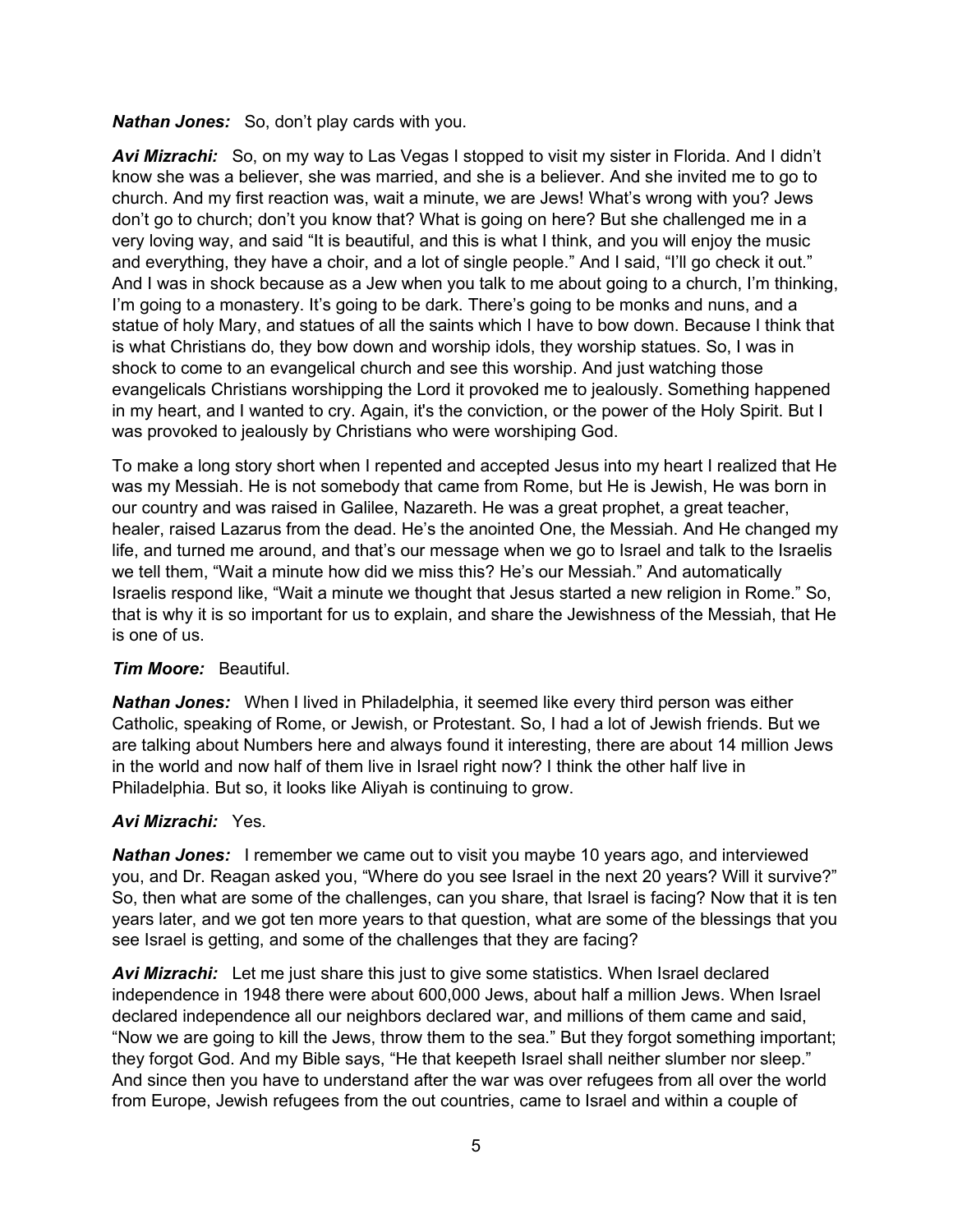***Nathan Jones:*** So, don't play cards with you.

***Avi Mizrachi:*** So, on my way to Las Vegas I stopped to visit my sister in Florida. And I didn't know she was a believer, she was married, and she is a believer. And she invited me to go to church. And my first reaction was, wait a minute, we are Jews! What's wrong with you? Jews don't go to church; don't you know that? What is going on here? But she challenged me in a very loving way, and said "It is beautiful, and this is what I think, and you will enjoy the music and everything, they have a choir, and a lot of single people." And I said, "I'll go check it out." And I was in shock because as a Jew when you talk to me about going to a church, I'm thinking, I'm going to a monastery. It's going to be dark. There's going to be monks and nuns, and a statue of holy Mary, and statues of all the saints which I have to bow down. Because I think that is what Christians do, they bow down and worship idols, they worship statues. So, I was in shock to come to an evangelical church and see this worship. And just watching those evangelicals Christians worshipping the Lord it provoked me to jealously. Something happened in my heart, and I wanted to cry. Again, it's the conviction, or the power of the Holy Spirit. But I was provoked to jealously by Christians who were worshiping God.

To make a long story short when I repented and accepted Jesus into my heart I realized that He was my Messiah. He is not somebody that came from Rome, but He is Jewish, He was born in our country and was raised in Galilee, Nazareth. He was a great prophet, a great teacher, healer, raised Lazarus from the dead. He's the anointed One, the Messiah. And He changed my life, and turned me around, and that's our message when we go to Israel and talk to the Israelis we tell them, "Wait a minute how did we miss this? He's our Messiah." And automatically Israelis respond like, "Wait a minute we thought that Jesus started a new religion in Rome." So, that is why it is so important for us to explain, and share the Jewishness of the Messiah, that He is one of us.

***Tim Moore:*** Beautiful.

***Nathan Jones:*** When I lived in Philadelphia, it seemed like every third person was either Catholic, speaking of Rome, or Jewish, or Protestant. So, I had a lot of Jewish friends. But we are talking about Numbers here and always found it interesting, there are about 14 million Jews in the world and now half of them live in Israel right now? I think the other half live in Philadelphia. But so, it looks like Aliyah is continuing to grow.

***Avi Mizrachi:*** Yes.

***Nathan Jones:*** I remember we came out to visit you maybe 10 years ago, and interviewed you, and Dr. Reagan asked you, "Where do you see Israel in the next 20 years? Will it survive?" So, then what are some of the challenges, can you share, that Israel is facing? Now that it is ten years later, and we got ten more years to that question, what are some of the blessings that you see Israel is getting, and some of the challenges that they are facing?

***Avi Mizrachi:*** Let me just share this just to give some statistics. When Israel declared independence in 1948 there were about 600,000 Jews, about half a million Jews. When Israel declared independence all our neighbors declared war, and millions of them came and said, "Now we are going to kill the Jews, throw them to the sea." But they forgot something important; they forgot God. And my Bible says, "He that keepeth Israel shall neither slumber nor sleep." And since then you have to understand after the war was over refugees from all over the world from Europe, Jewish refugees from the out countries, came to Israel and within a couple of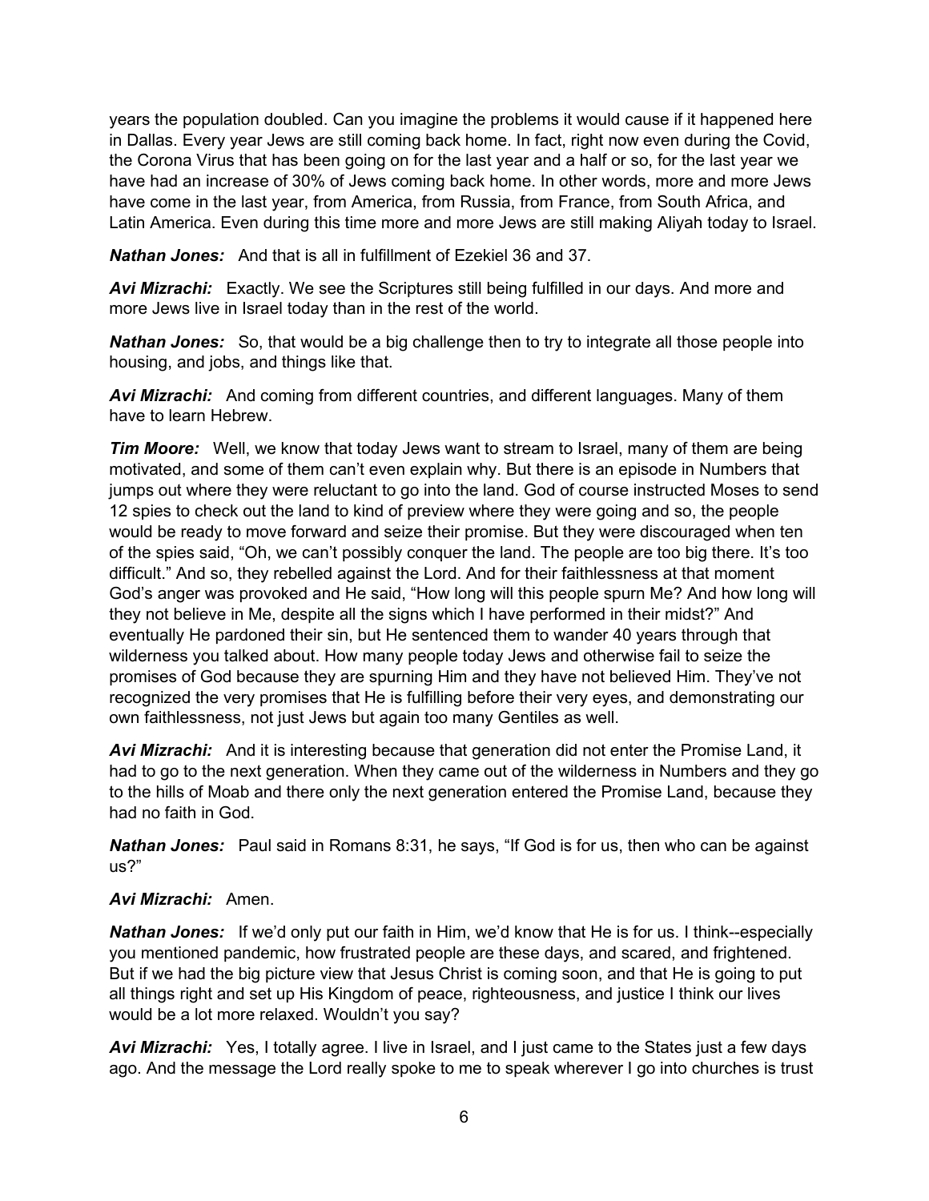years the population doubled. Can you imagine the problems it would cause if it happened here in Dallas. Every year Jews are still coming back home. In fact, right now even during the Covid, the Corona Virus that has been going on for the last year and a half or so, for the last year we have had an increase of 30% of Jews coming back home. In other words, more and more Jews have come in the last year, from America, from Russia, from France, from South Africa, and Latin America. Even during this time more and more Jews are still making Aliyah today to Israel.

***Nathan Jones:*** And that is all in fulfillment of Ezekiel 36 and 37.

***Avi Mizrachi:*** Exactly. We see the Scriptures still being fulfilled in our days. And more and more Jews live in Israel today than in the rest of the world.

***Nathan Jones:*** So, that would be a big challenge then to try to integrate all those people into housing, and jobs, and things like that.

***Avi Mizrachi:*** And coming from different countries, and different languages. Many of them have to learn Hebrew.

***Tim Moore:*** Well, we know that today Jews want to stream to Israel, many of them are being motivated, and some of them can't even explain why. But there is an episode in Numbers that jumps out where they were reluctant to go into the land. God of course instructed Moses to send 12 spies to check out the land to kind of preview where they were going and so, the people would be ready to move forward and seize their promise. But they were discouraged when ten of the spies said, "Oh, we can't possibly conquer the land. The people are too big there. It's too difficult." And so, they rebelled against the Lord. And for their faithlessness at that moment God's anger was provoked and He said, "How long will this people spurn Me? And how long will they not believe in Me, despite all the signs which I have performed in their midst?" And eventually He pardoned their sin, but He sentenced them to wander 40 years through that wilderness you talked about. How many people today Jews and otherwise fail to seize the promises of God because they are spurning Him and they have not believed Him. They've not recognized the very promises that He is fulfilling before their very eyes, and demonstrating our own faithlessness, not just Jews but again too many Gentiles as well.

***Avi Mizrachi:*** And it is interesting because that generation did not enter the Promise Land, it had to go to the next generation. When they came out of the wilderness in Numbers and they go to the hills of Moab and there only the next generation entered the Promise Land, because they had no faith in God.

***Nathan Jones:*** Paul said in Romans 8:31, he says, "If God is for us, then who can be against us?"

***Avi Mizrachi:*** Amen.

***Nathan Jones:*** If we'd only put our faith in Him, we'd know that He is for us. I think--especially you mentioned pandemic, how frustrated people are these days, and scared, and frightened. But if we had the big picture view that Jesus Christ is coming soon, and that He is going to put all things right and set up His Kingdom of peace, righteousness, and justice I think our lives would be a lot more relaxed. Wouldn't you say?

***Avi Mizrachi:*** Yes, I totally agree. I live in Israel, and I just came to the States just a few days ago. And the message the Lord really spoke to me to speak wherever I go into churches is trust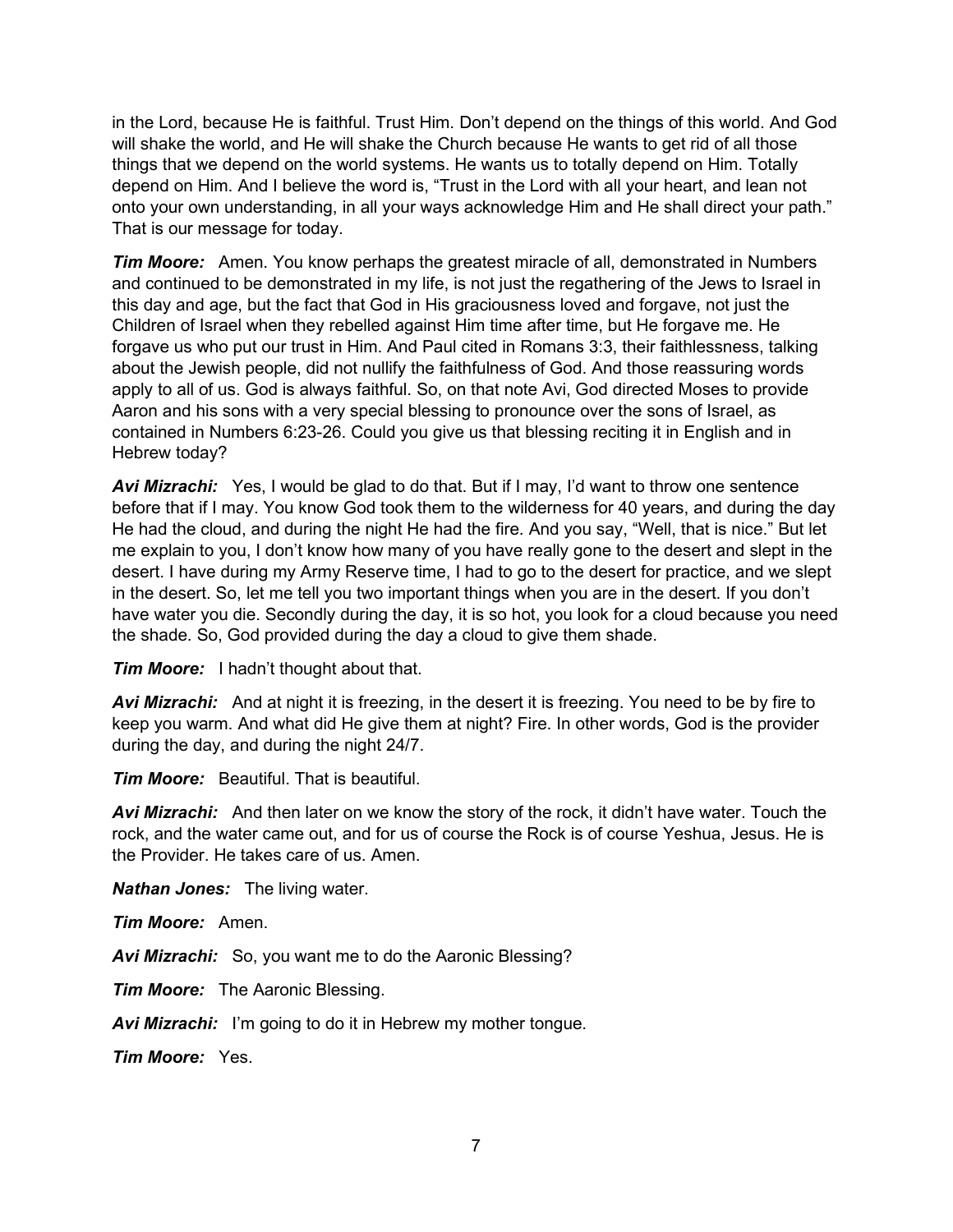in the Lord, because He is faithful. Trust Him. Don't depend on the things of this world. And God will shake the world, and He will shake the Church because He wants to get rid of all those things that we depend on the world systems. He wants us to totally depend on Him. Totally depend on Him. And I believe the word is, "Trust in the Lord with all your heart, and lean not onto your own understanding, in all your ways acknowledge Him and He shall direct your path." That is our message for today.

***Tim Moore:*** Amen. You know perhaps the greatest miracle of all, demonstrated in Numbers and continued to be demonstrated in my life, is not just the regathering of the Jews to Israel in this day and age, but the fact that God in His graciousness loved and forgave, not just the Children of Israel when they rebelled against Him time after time, but He forgave me. He forgave us who put our trust in Him. And Paul cited in Romans 3:3, their faithlessness, talking about the Jewish people, did not nullify the faithfulness of God. And those reassuring words apply to all of us. God is always faithful. So, on that note Avi, God directed Moses to provide Aaron and his sons with a very special blessing to pronounce over the sons of Israel, as contained in Numbers 6:23-26. Could you give us that blessing reciting it in English and in Hebrew today?

***Avi Mizrachi:*** Yes, I would be glad to do that. But if I may, I'd want to throw one sentence before that if I may. You know God took them to the wilderness for 40 years, and during the day He had the cloud, and during the night He had the fire. And you say, "Well, that is nice." But let me explain to you, I don't know how many of you have really gone to the desert and slept in the desert. I have during my Army Reserve time, I had to go to the desert for practice, and we slept in the desert. So, let me tell you two important things when you are in the desert. If you don't have water you die. Secondly during the day, it is so hot, you look for a cloud because you need the shade. So, God provided during the day a cloud to give them shade.

***Tim Moore:*** I hadn't thought about that.

***Avi Mizrachi:*** And at night it is freezing, in the desert it is freezing. You need to be by fire to keep you warm. And what did He give them at night? Fire. In other words, God is the provider during the day, and during the night 24/7.

***Tim Moore:*** Beautiful. That is beautiful.

***Avi Mizrachi:*** And then later on we know the story of the rock, it didn't have water. Touch the rock, and the water came out, and for us of course the Rock is of course Yeshua, Jesus. He is the Provider. He takes care of us. Amen.

***Nathan Jones:*** The living water.

***Tim Moore:*** Amen.

***Avi Mizrachi:*** So, you want me to do the Aaronic Blessing?

***Tim Moore:*** The Aaronic Blessing.

***Avi Mizrachi:*** I'm going to do it in Hebrew my mother tongue.

***Tim Moore:*** Yes.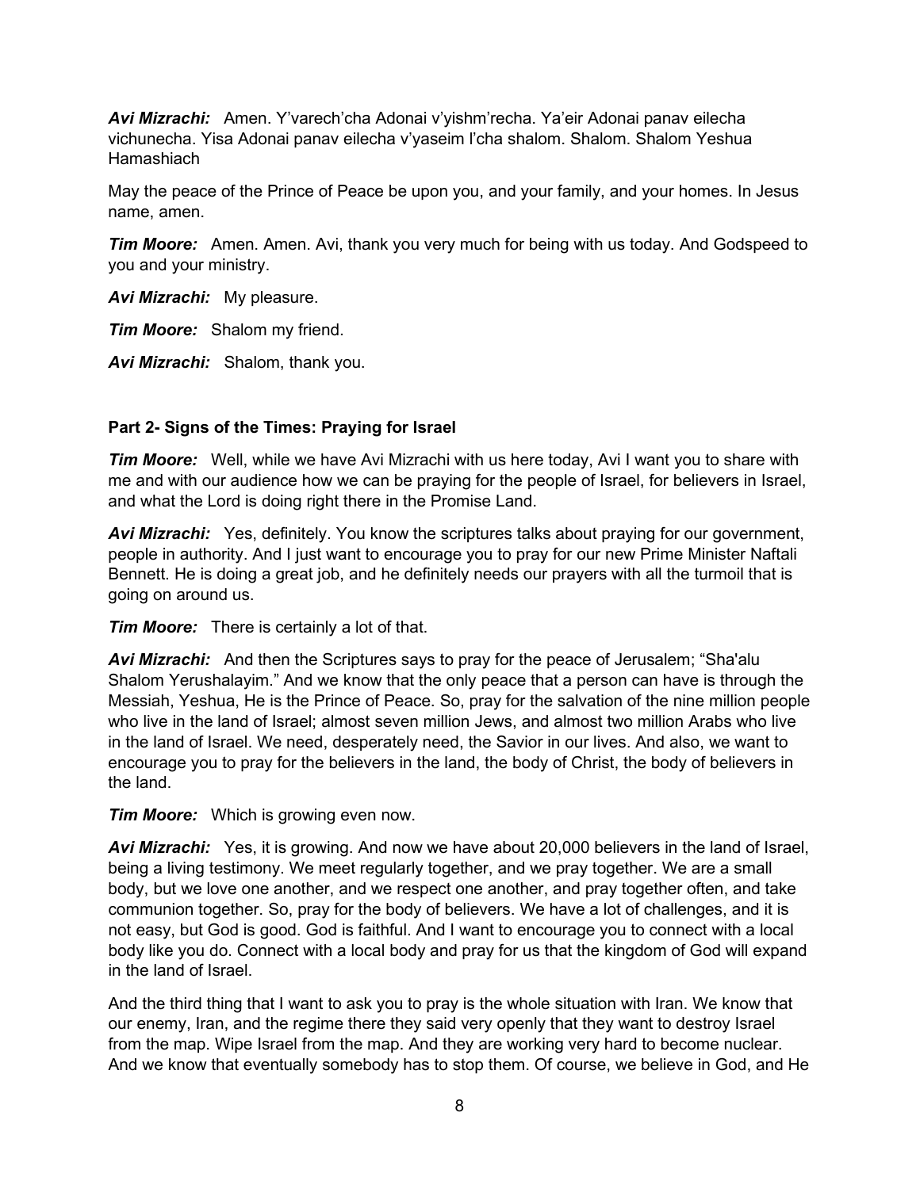***Avi Mizrachi:*** Amen. Y'varech'cha Adonai v'yishm'recha. Ya'eir Adonai panav eilecha vichunecha. Yisa Adonai panav eilecha v'yaseim l'cha shalom. Shalom. Shalom Yeshua Hamashiach

May the peace of the Prince of Peace be upon you, and your family, and your homes. In Jesus name, amen.

***Tim Moore:*** Amen. Amen. Avi, thank you very much for being with us today. And Godspeed to you and your ministry.

***Avi Mizrachi:*** My pleasure.

***Tim Moore:*** Shalom my friend.

***Avi Mizrachi:*** Shalom, thank you.

**Part 2- Signs of the Times: Praying for Israel**

***Tim Moore:*** Well, while we have Avi Mizrachi with us here today, Avi I want you to share with me and with our audience how we can be praying for the people of Israel, for believers in Israel, and what the Lord is doing right there in the Promise Land.

***Avi Mizrachi:*** Yes, definitely. You know the scriptures talks about praying for our government, people in authority. And I just want to encourage you to pray for our new Prime Minister Naftali Bennett. He is doing a great job, and he definitely needs our prayers with all the turmoil that is going on around us.

***Tim Moore:*** There is certainly a lot of that.

***Avi Mizrachi:*** And then the Scriptures says to pray for the peace of Jerusalem; "Sha'alu Shalom Yerushalayim." And we know that the only peace that a person can have is through the Messiah, Yeshua, He is the Prince of Peace. So, pray for the salvation of the nine million people who live in the land of Israel; almost seven million Jews, and almost two million Arabs who live in the land of Israel. We need, desperately need, the Savior in our lives. And also, we want to encourage you to pray for the believers in the land, the body of Christ, the body of believers in the land.

***Tim Moore:*** Which is growing even now.

***Avi Mizrachi:*** Yes, it is growing. And now we have about 20,000 believers in the land of Israel, being a living testimony. We meet regularly together, and we pray together. We are a small body, but we love one another, and we respect one another, and pray together often, and take communion together. So, pray for the body of believers. We have a lot of challenges, and it is not easy, but God is good. God is faithful. And I want to encourage you to connect with a local body like you do. Connect with a local body and pray for us that the kingdom of God will expand in the land of Israel.

And the third thing that I want to ask you to pray is the whole situation with Iran. We know that our enemy, Iran, and the regime there they said very openly that they want to destroy Israel from the map. Wipe Israel from the map. And they are working very hard to become nuclear. And we know that eventually somebody has to stop them. Of course, we believe in God, and He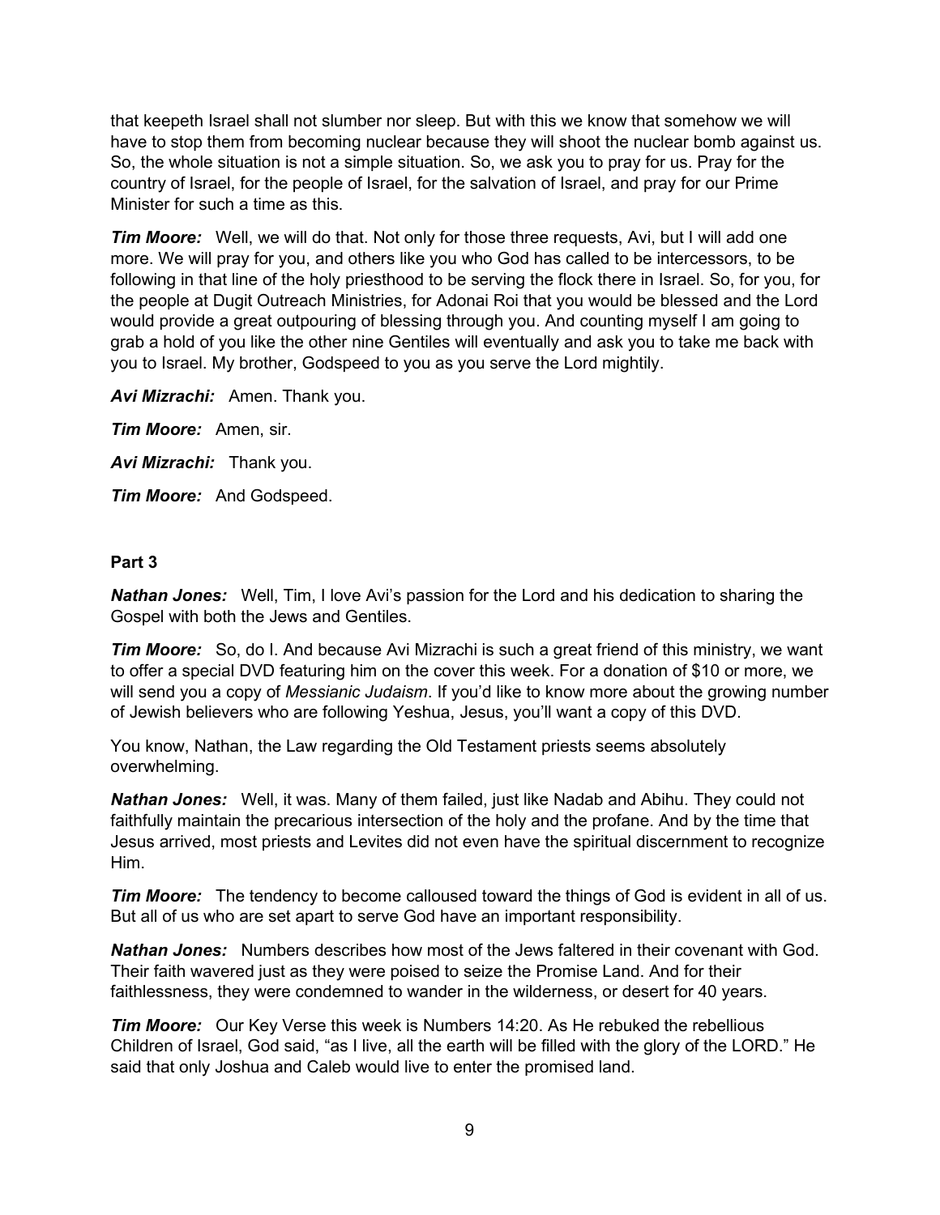that keepeth Israel shall not slumber nor sleep. But with this we know that somehow we will have to stop them from becoming nuclear because they will shoot the nuclear bomb against us. So, the whole situation is not a simple situation. So, we ask you to pray for us. Pray for the country of Israel, for the people of Israel, for the salvation of Israel, and pray for our Prime Minister for such a time as this.

***Tim Moore:*** Well, we will do that. Not only for those three requests, Avi, but I will add one more. We will pray for you, and others like you who God has called to be intercessors, to be following in that line of the holy priesthood to be serving the flock there in Israel. So, for you, for the people at Dugit Outreach Ministries, for Adonai Roi that you would be blessed and the Lord would provide a great outpouring of blessing through you. And counting myself I am going to grab a hold of you like the other nine Gentiles will eventually and ask you to take me back with you to Israel. My brother, Godspeed to you as you serve the Lord mightily.

***Avi Mizrachi:*** Amen. Thank you.

***Tim Moore:*** Amen, sir.

***Avi Mizrachi:*** Thank you.

***Tim Moore:*** And Godspeed.

**Part 3**

***Nathan Jones:*** Well, Tim, I love Avi's passion for the Lord and his dedication to sharing the Gospel with both the Jews and Gentiles.

***Tim Moore:*** So, do I. And because Avi Mizrachi is such a great friend of this ministry, we want to offer a special DVD featuring him on the cover this week. For a donation of $10 or more, we will send you a copy of *Messianic Judaism*. If you'd like to know more about the growing number of Jewish believers who are following Yeshua, Jesus, you'll want a copy of this DVD.

You know, Nathan, the Law regarding the Old Testament priests seems absolutely overwhelming.

***Nathan Jones:*** Well, it was. Many of them failed, just like Nadab and Abihu. They could not faithfully maintain the precarious intersection of the holy and the profane. And by the time that Jesus arrived, most priests and Levites did not even have the spiritual discernment to recognize Him.

***Tim Moore:*** The tendency to become calloused toward the things of God is evident in all of us. But all of us who are set apart to serve God have an important responsibility.

***Nathan Jones:*** Numbers describes how most of the Jews faltered in their covenant with God. Their faith wavered just as they were poised to seize the Promise Land. And for their faithlessness, they were condemned to wander in the wilderness, or desert for 40 years.

***Tim Moore:*** Our Key Verse this week is Numbers 14:20. As He rebuked the rebellious Children of Israel, God said, "as I live, all the earth will be filled with the glory of the LORD." He said that only Joshua and Caleb would live to enter the promised land.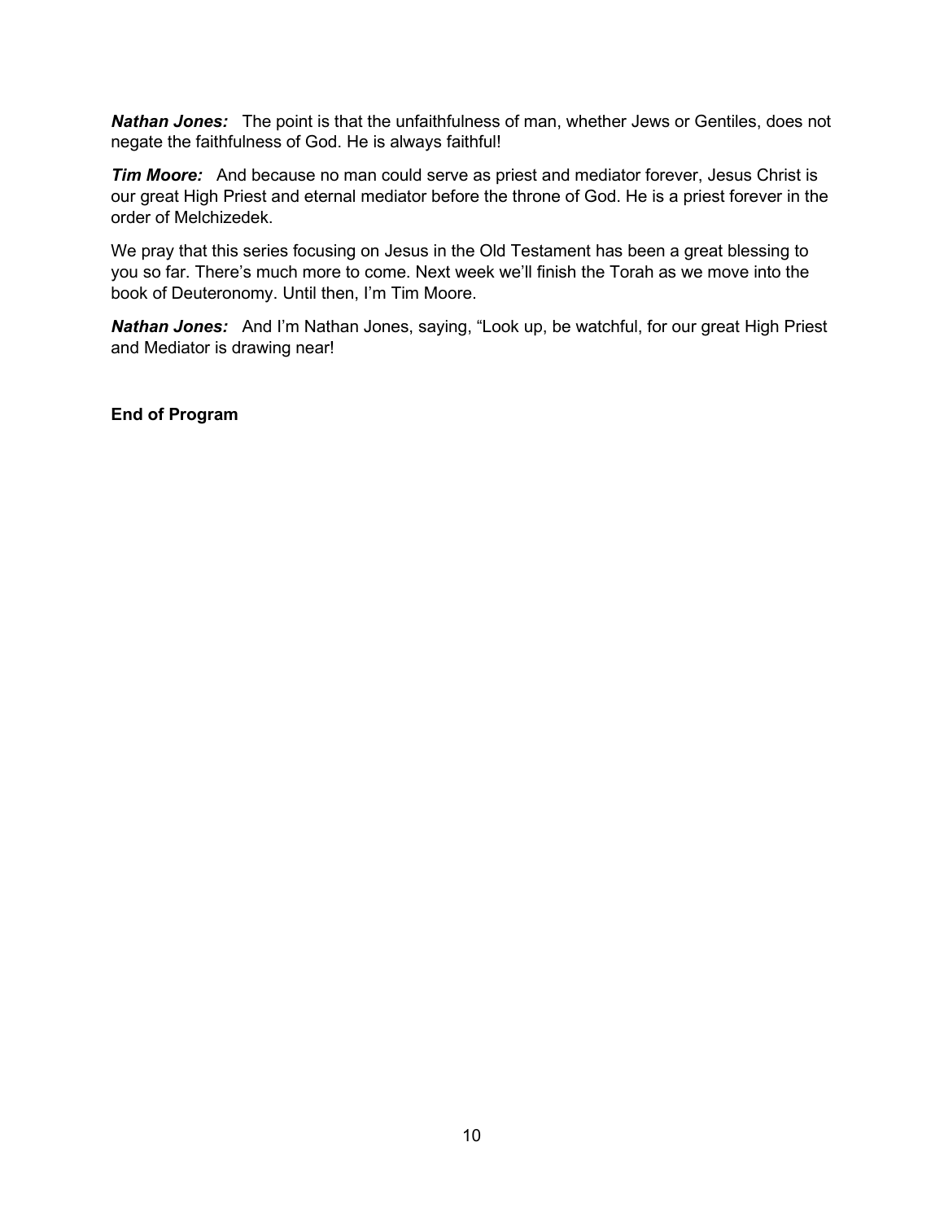***Nathan Jones:*** The point is that the unfaithfulness of man, whether Jews or Gentiles, does not negate the faithfulness of God. He is always faithful!

***Tim Moore:*** And because no man could serve as priest and mediator forever, Jesus Christ is our great High Priest and eternal mediator before the throne of God. He is a priest forever in the order of Melchizedek.

We pray that this series focusing on Jesus in the Old Testament has been a great blessing to you so far. There's much more to come. Next week we'll finish the Torah as we move into the book of Deuteronomy. Until then, I'm Tim Moore.

***Nathan Jones:*** And I'm Nathan Jones, saying, "Look up, be watchful, for our great High Priest and Mediator is drawing near!

**End of Program**